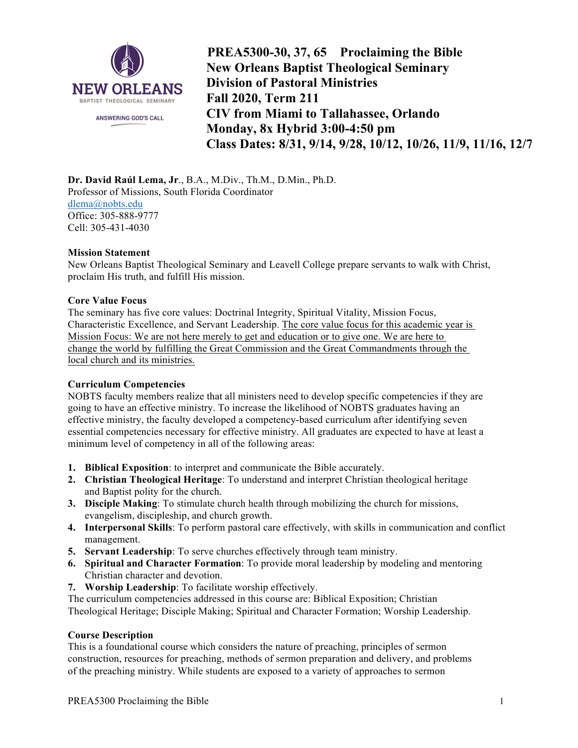# PREA5300-30, 37, 65 Proclaiming the Bible
## New Orleans Baptist Theological Seminary
## Division of Pastoral Ministries
## Fall 2020, Term 211
## CIV from Miami to Tallahassee, Orlando
## Monday, 8x Hybrid 3:00-4:50 pm
## Class Dates: 8/31, 9/14, 9/28, 10/12, 10/26, 11/9, 11/16, 12/7

**Dr. David Raúl Lema, Jr**., B.A., M.Div., Th.M., D.Min., Ph.D.
Professor of Missions, South Florida Coordinator
dlema@nobts.edu
Office: 305-888-9777
Cell: 305-431-4030

**Mission Statement**
New Orleans Baptist Theological Seminary and Leavell College prepare servants to walk with Christ, proclaim His truth, and fulfill His mission.

**Core Value Focus**
The seminary has five core values: Doctrinal Integrity, Spiritual Vitality, Mission Focus, Characteristic Excellence, and Servant Leadership. The core value focus for this academic year is Mission Focus: We are not here merely to get and education or to give one. We are here to change the world by fulfilling the Great Commission and the Great Commandments through the local church and its ministries.

**Curriculum Competencies**
NOBTS faculty members realize that all ministers need to develop specific competencies if they are going to have an effective ministry. To increase the likelihood of NOBTS graduates having an effective ministry, the faculty developed a competency-based curriculum after identifying seven essential competencies necessary for effective ministry. All graduates are expected to have at least a minimum level of competency in all of the following areas:

1. **Biblical Exposition**: to interpret and communicate the Bible accurately.
2. **Christian Theological Heritage**: To understand and interpret Christian theological heritage and Baptist polity for the church.
3. **Disciple Making**: To stimulate church health through mobilizing the church for missions, evangelism, discipleship, and church growth.
4. **Interpersonal Skills**: To perform pastoral care effectively, with skills in communication and conflict management.
5. **Servant Leadership**: To serve churches effectively through team ministry.
6. **Spiritual and Character Formation**: To provide moral leadership by modeling and mentoring Christian character and devotion.
7. **Worship Leadership**: To facilitate worship effectively.

The curriculum competencies addressed in this course are: Biblical Exposition; Christian Theological Heritage; Disciple Making; Spiritual and Character Formation; Worship Leadership.

**Course Description**
This is a foundational course which considers the nature of preaching, principles of sermon construction, resources for preaching, methods of sermon preparation and delivery, and problems of the preaching ministry. While students are exposed to a variety of approaches to sermon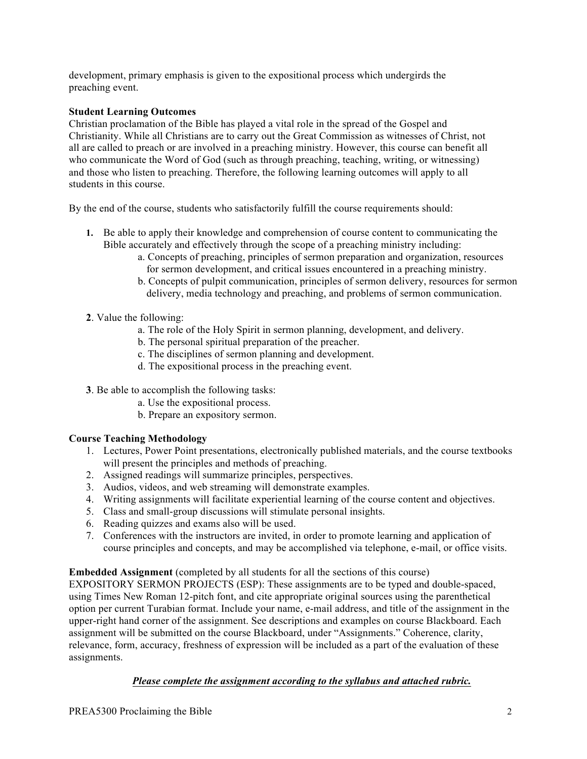development, primary emphasis is given to the expositional process which undergirds the preaching event.

**Student Learning Outcomes**

Christian proclamation of the Bible has played a vital role in the spread of the Gospel and Christianity. While all Christians are to carry out the Great Commission as witnesses of Christ, not all are called to preach or are involved in a preaching ministry. However, this course can benefit all who communicate the Word of God (such as through preaching, teaching, writing, or witnessing) and those who listen to preaching. Therefore, the following learning outcomes will apply to all students in this course.

By the end of the course, students who satisfactorily fulfill the course requirements should:

**1.** Be able to apply their knowledge and comprehension of course content to communicating the Bible accurately and effectively through the scope of a preaching ministry including:
   - a. Concepts of preaching, principles of sermon preparation and organization, resources for sermon development, and critical issues encountered in a preaching ministry.
   - b. Concepts of pulpit communication, principles of sermon delivery, resources for sermon delivery, media technology and preaching, and problems of sermon communication.

**2**. Value the following:
   - a. The role of the Holy Spirit in sermon planning, development, and delivery.
   - b. The personal spiritual preparation of the preacher.
   - c. The disciplines of sermon planning and development.
   - d. The expositional process in the preaching event.

**3**. Be able to accomplish the following tasks:
   - a. Use the expositional process.
   - b. Prepare an expository sermon.

**Course Teaching Methodology**

1. Lectures, Power Point presentations, electronically published materials, and the course textbooks will present the principles and methods of preaching.
2. Assigned readings will summarize principles, perspectives.
3. Audios, videos, and web streaming will demonstrate examples.
4. Writing assignments will facilitate experiential learning of the course content and objectives.
5. Class and small-group discussions will stimulate personal insights.
6. Reading quizzes and exams also will be used.
7. Conferences with the instructors are invited, in order to promote learning and application of course principles and concepts, and may be accomplished via telephone, e-mail, or office visits.

**Embedded Assignment** (completed by all students for all the sections of this course)

EXPOSITORY SERMON PROJECTS (ESP): These assignments are to be typed and double-spaced, using Times New Roman 12-pitch font, and cite appropriate original sources using the parenthetical option per current Turabian format. Include your name, e-mail address, and title of the assignment in the upper-right hand corner of the assignment. See descriptions and examples on course Blackboard. Each assignment will be submitted on the course Blackboard, under "Assignments." Coherence, clarity, relevance, form, accuracy, freshness of expression will be included as a part of the evaluation of these assignments.

***Please complete the assignment according to the syllabus and attached rubric.***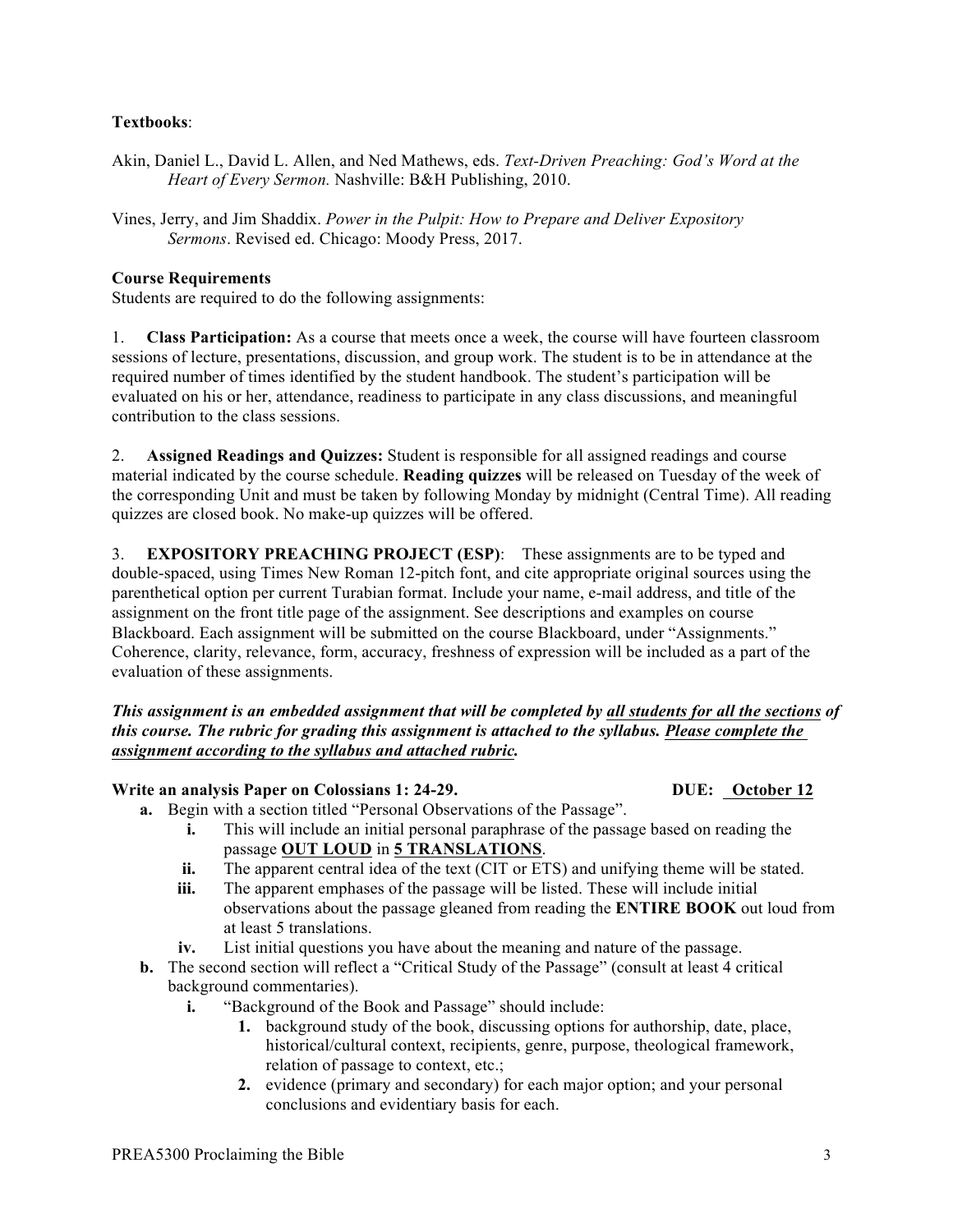**Textbooks**:

Akin, Daniel L., David L. Allen, and Ned Mathews, eds. *Text-Driven Preaching: God's Word at the Heart of Every Sermon.* Nashville: B&H Publishing, 2010.

Vines, Jerry, and Jim Shaddix. *Power in the Pulpit: How to Prepare and Deliver Expository Sermons*. Revised ed. Chicago: Moody Press, 2017.

**Course Requirements**

Students are required to do the following assignments:

1. **Class Participation:** As a course that meets once a week, the course will have fourteen classroom sessions of lecture, presentations, discussion, and group work. The student is to be in attendance at the required number of times identified by the student handbook. The student's participation will be evaluated on his or her, attendance, readiness to participate in any class discussions, and meaningful contribution to the class sessions.

2. **Assigned Readings and Quizzes:** Student is responsible for all assigned readings and course material indicated by the course schedule. **Reading quizzes** will be released on Tuesday of the week of the corresponding Unit and must be taken by following Monday by midnight (Central Time). All reading quizzes are closed book. No make-up quizzes will be offered.

3. **EXPOSITORY PREACHING PROJECT (ESP)**: These assignments are to be typed and double-spaced, using Times New Roman 12-pitch font, and cite appropriate original sources using the parenthetical option per current Turabian format. Include your name, e-mail address, and title of the assignment on the front title page of the assignment. See descriptions and examples on course Blackboard. Each assignment will be submitted on the course Blackboard, under "Assignments." Coherence, clarity, relevance, form, accuracy, freshness of expression will be included as a part of the evaluation of these assignments.

***This assignment is an embedded assignment that will be completed by <u>all students for all the sections</u> of this course. The rubric for grading this assignment is attached to the syllabus. <u>Please complete the assignment according to the syllabus and attached rubric.</u>***

**Write an analysis Paper on Colossians 1: 24-29.** **DUE: <u>October 12</u>**

- **a.** Begin with a section titled "Personal Observations of the Passage".
  - **i.** This will include an initial personal paraphrase of the passage based on reading the passage **<u>OUT LOUD</u>** in **<u>5 TRANSLATIONS</u>**.
  - **ii.** The apparent central idea of the text (CIT or ETS) and unifying theme will be stated.
  - **iii.** The apparent emphases of the passage will be listed. These will include initial observations about the passage gleaned from reading the **ENTIRE BOOK** out loud from at least 5 translations.
  - **iv.** List initial questions you have about the meaning and nature of the passage.
- **b.** The second section will reflect a "Critical Study of the Passage" (consult at least 4 critical background commentaries).
  - **i.** "Background of the Book and Passage" should include:
    1. background study of the book, discussing options for authorship, date, place, historical/cultural context, recipients, genre, purpose, theological framework, relation of passage to context, etc.;
    2. evidence (primary and secondary) for each major option; and your personal conclusions and evidentiary basis for each.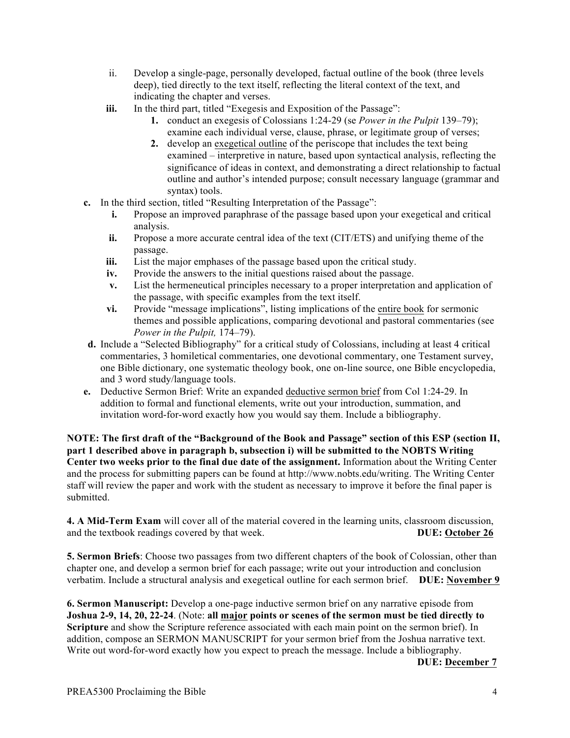ii. Develop a single-page, personally developed, factual outline of the book (three levels deep), tied directly to the text itself, reflecting the literal context of the text, and indicating the chapter and verses.

   **iii.** In the third part, titled "Exegesis and Exposition of the Passage":

      **1.** conduct an exegesis of Colossians 1:24-29 (se *Power in the Pulpit* 139–79); examine each individual verse, clause, phrase, or legitimate group of verses;

      **2.** develop an <u>exegetical outline</u> of the periscope that includes the text being examined – interpretive in nature, based upon syntactical analysis, reflecting the significance of ideas in context, and demonstrating a direct relationship to factual outline and author's intended purpose; consult necessary language (grammar and syntax) tools.

**c.** In the third section, titled "Resulting Interpretation of the Passage":

   **i.** Propose an improved paraphrase of the passage based upon your exegetical and critical analysis.

   **ii.** Propose a more accurate central idea of the text (CIT/ETS) and unifying theme of the passage.

   **iii.** List the major emphases of the passage based upon the critical study.

   **iv.** Provide the answers to the initial questions raised about the passage.

   **v.** List the hermeneutical principles necessary to a proper interpretation and application of the passage, with specific examples from the text itself.

   **vi.** Provide "message implications", listing implications of the <u>entire book</u> for sermonic themes and possible applications, comparing devotional and pastoral commentaries (see *Power in the Pulpit,* 174–79).

**d.** Include a "Selected Bibliography" for a critical study of Colossians, including at least 4 critical commentaries, 3 homiletical commentaries, one devotional commentary, one Testament survey, one Bible dictionary, one systematic theology book, one on-line source, one Bible encyclopedia, and 3 word study/language tools.

**e.** Deductive Sermon Brief: Write an expanded <u>deductive sermon brief</u> from Col 1:24-29. In addition to formal and functional elements, write out your introduction, summation, and invitation word-for-word exactly how you would say them. Include a bibliography.

**NOTE: The first draft of the "Background of the Book and Passage" section of this ESP (section II, part 1 described above in paragraph b, subsection i) will be submitted to the NOBTS Writing Center two weeks prior to the final due date of the assignment.** Information about the Writing Center and the process for submitting papers can be found at http://www.nobts.edu/writing. The Writing Center staff will review the paper and work with the student as necessary to improve it before the final paper is submitted.

**4. A Mid-Term Exam** will cover all of the material covered in the learning units, classroom discussion, and the textbook readings covered by that week. **DUE: <u>October 26</u>**

**5. Sermon Briefs**: Choose two passages from two different chapters of the book of Colossian, other than chapter one, and develop a sermon brief for each passage; write out your introduction and conclusion verbatim. Include a structural analysis and exegetical outline for each sermon brief. **DUE: <u>November 9</u>**

**6. Sermon Manuscript:** Develop a one-page inductive sermon brief on any narrative episode from **Joshua 2-9, 14, 20, 22-24**. (Note: **all <u>major</u> points or scenes of the sermon must be tied directly to Scripture** and show the Scripture reference associated with each main point on the sermon brief). In addition, compose an SERMON MANUSCRIPT for your sermon brief from the Joshua narrative text. Write out word-for-word exactly how you expect to preach the message. Include a bibliography.

**DUE: <u>December 7</u>**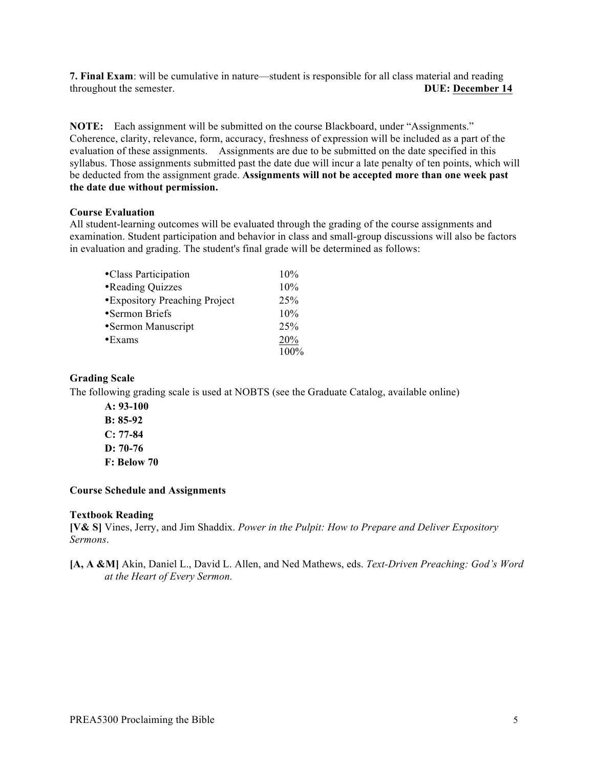**7. Final Exam**: will be cumulative in nature—student is responsible for all class material and reading throughout the semester. **DUE: December 14**

**NOTE:** Each assignment will be submitted on the course Blackboard, under "Assignments." Coherence, clarity, relevance, form, accuracy, freshness of expression will be included as a part of the evaluation of these assignments. Assignments are due to be submitted on the date specified in this syllabus. Those assignments submitted past the date due will incur a late penalty of ten points, which will be deducted from the assignment grade. **Assignments will not be accepted more than one week past the date due without permission.**

**Course Evaluation**

All student-learning outcomes will be evaluated through the grading of the course assignments and examination. Student participation and behavior in class and small-group discussions will also be factors in evaluation and grading. The student's final grade will be determined as follows:

| Component | Weight |
|---|---|
| •Class Participation | 10% |
| •Reading Quizzes | 10% |
| •Expository Preaching Project | 25% |
| •Sermon Briefs | 10% |
| •Sermon Manuscript | 25% |
| •Exams | 20% |
| | 100% |

**Grading Scale**

The following grading scale is used at NOBTS (see the Graduate Catalog, available online)

**A: 93-100**
**B: 85-92**
**C: 77-84**
**D: 70-76**
**F: Below 70**

**Course Schedule and Assignments**

**Textbook Reading**

**[V& S]** Vines, Jerry, and Jim Shaddix. *Power in the Pulpit: How to Prepare and Deliver Expository Sermons*.

**[A, A &M]** Akin, Daniel L., David L. Allen, and Ned Mathews, eds. *Text-Driven Preaching: God's Word at the Heart of Every Sermon.*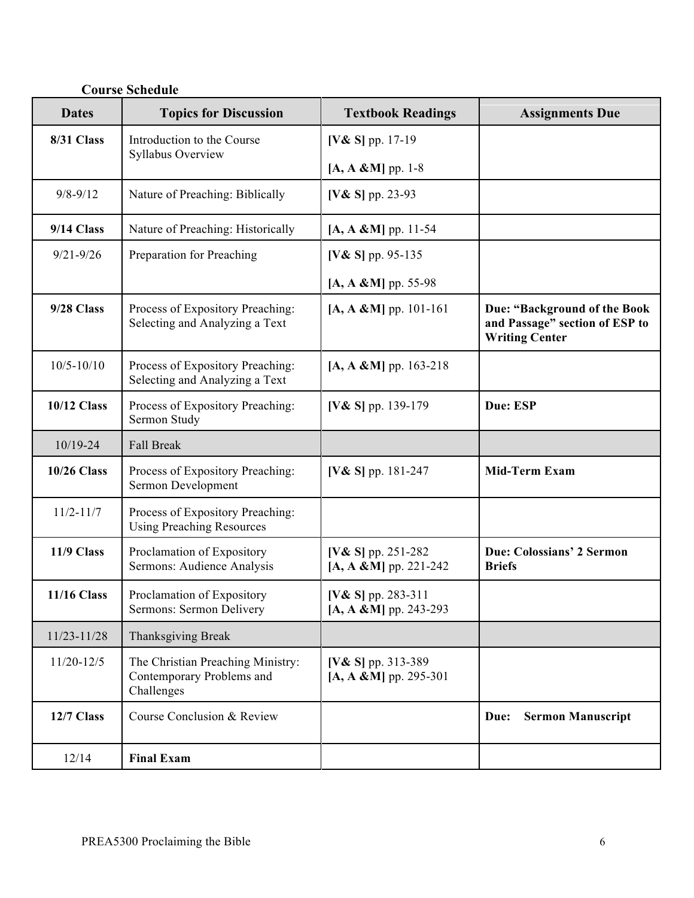**Course Schedule**

| Dates | Topics for Discussion | Textbook Readings | Assignments Due |
|---|---|---|---|
| **8/31 Class** | Introduction to the Course Syllabus Overview | **[V& S]** pp. 17-19 **[A, A &M]** pp. 1-8 | |
| 9/8-9/12 | Nature of Preaching: Biblically | **[V& S]** pp. 23-93 | |
| **9/14 Class** | Nature of Preaching: Historically | **[A, A &M]** pp. 11-54 | |
| 9/21-9/26 | Preparation for Preaching | **[V& S]** pp. 95-135 **[A, A &M]** pp. 55-98 | |
| **9/28 Class** | Process of Expository Preaching: Selecting and Analyzing a Text | **[A, A &M]** pp. 101-161 | **Due: "Background of the Book and Passage" section of ESP to Writing Center** |
| 10/5-10/10 | Process of Expository Preaching: Selecting and Analyzing a Text | **[A, A &M]** pp. 163-218 | |
| **10/12 Class** | Process of Expository Preaching: Sermon Study | **[V& S]** pp. 139-179 | **Due: ESP** |
| 10/19-24 | Fall Break | | |
| **10/26 Class** | Process of Expository Preaching: Sermon Development | **[V& S]** pp. 181-247 | **Mid-Term Exam** |
| 11/2-11/7 | Process of Expository Preaching: Using Preaching Resources | | |
| **11/9 Class** | Proclamation of Expository Sermons: Audience Analysis | **[V& S]** pp. 251-282 **[A, A &M]** pp. 221-242 | **Due: Colossians' 2 Sermon Briefs** |
| **11/16 Class** | Proclamation of Expository Sermons: Sermon Delivery | **[V& S]** pp. 283-311 **[A, A &M]** pp. 243-293 | |
| 11/23-11/28 | Thanksgiving Break | | |
| 11/20-12/5 | The Christian Preaching Ministry: Contemporary Problems and Challenges | **[V& S]** pp. 313-389 **[A, A &M]** pp. 295-301 | |
| **12/7 Class** | Course Conclusion & Review | | **Due: Sermon Manuscript** |
| 12/14 | **Final Exam** | | |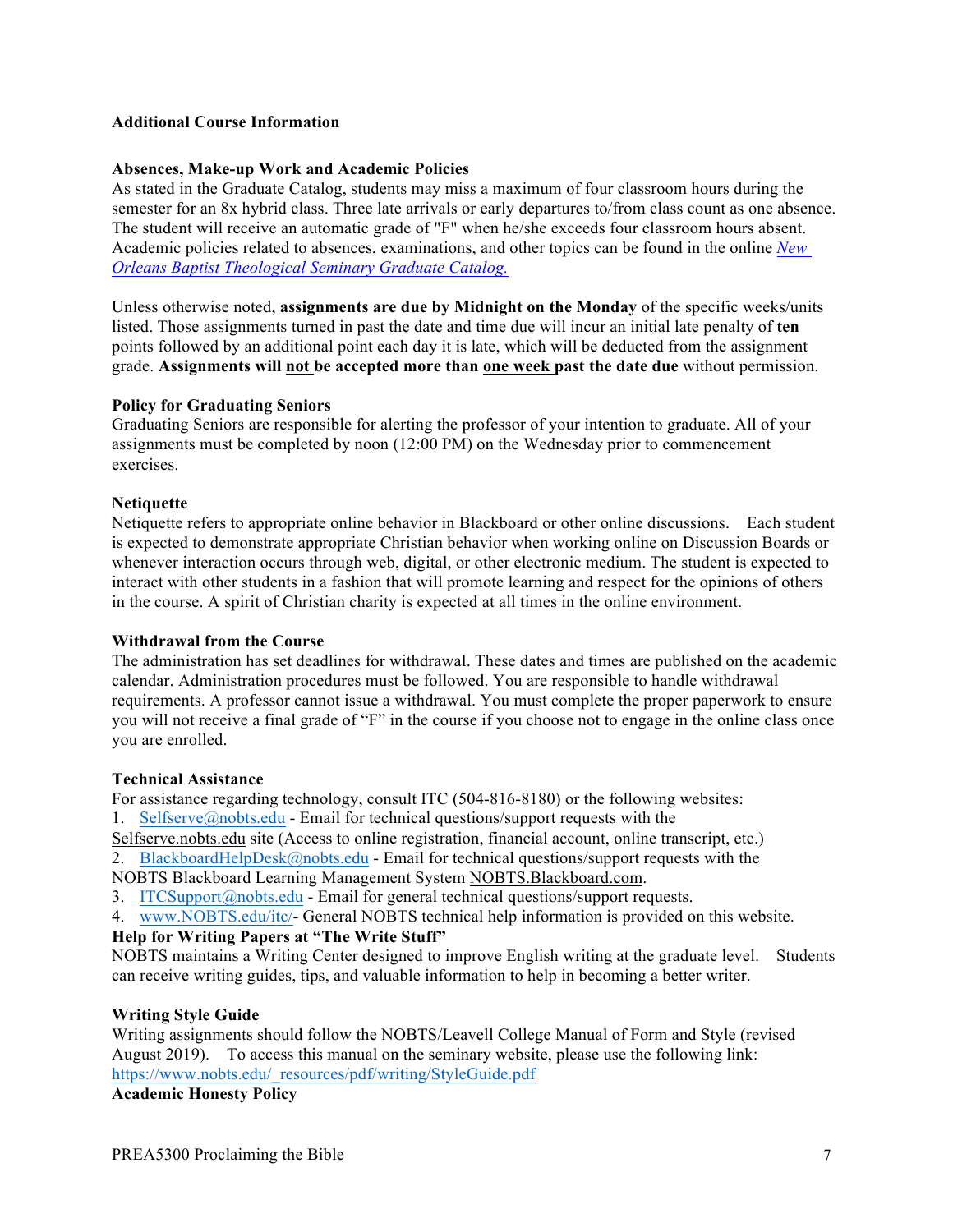## Additional Course Information

### Absences, Make-up Work and Academic Policies

As stated in the Graduate Catalog, students may miss a maximum of four classroom hours during the semester for an 8x hybrid class. Three late arrivals or early departures to/from class count as one absence. The student will receive an automatic grade of "F" when he/she exceeds four classroom hours absent. Academic policies related to absences, examinations, and other topics can be found in the online *New Orleans Baptist Theological Seminary Graduate Catalog.*

Unless otherwise noted, **assignments are due by Midnight on the Monday** of the specific weeks/units listed. Those assignments turned in past the date and time due will incur an initial late penalty of **ten** points followed by an additional point each day it is late, which will be deducted from the assignment grade. **Assignments will not be accepted more than one week past the date due** without permission.

### Policy for Graduating Seniors

Graduating Seniors are responsible for alerting the professor of your intention to graduate. All of your assignments must be completed by noon (12:00 PM) on the Wednesday prior to commencement exercises.

### Netiquette

Netiquette refers to appropriate online behavior in Blackboard or other online discussions. Each student is expected to demonstrate appropriate Christian behavior when working online on Discussion Boards or whenever interaction occurs through web, digital, or other electronic medium. The student is expected to interact with other students in a fashion that will promote learning and respect for the opinions of others in the course. A spirit of Christian charity is expected at all times in the online environment.

### Withdrawal from the Course

The administration has set deadlines for withdrawal. These dates and times are published on the academic calendar. Administration procedures must be followed. You are responsible to handle withdrawal requirements. A professor cannot issue a withdrawal. You must complete the proper paperwork to ensure you will not receive a final grade of "F" in the course if you choose not to engage in the online class once you are enrolled.

### Technical Assistance

For assistance regarding technology, consult ITC (504-816-8180) or the following websites:

1. Selfserve@nobts.edu - Email for technical questions/support requests with the Selfserve.nobts.edu site (Access to online registration, financial account, online transcript, etc.)
2. BlackboardHelpDesk@nobts.edu - Email for technical questions/support requests with the NOBTS Blackboard Learning Management System NOBTS.Blackboard.com.
3. ITCSupport@nobts.edu - Email for general technical questions/support requests.
4. www.NOBTS.edu/itc/- General NOBTS technical help information is provided on this website.

### Help for Writing Papers at "The Write Stuff"

NOBTS maintains a Writing Center designed to improve English writing at the graduate level. Students can receive writing guides, tips, and valuable information to help in becoming a better writer.

### Writing Style Guide

Writing assignments should follow the NOBTS/Leavell College Manual of Form and Style (revised August 2019). To access this manual on the seminary website, please use the following link: https://www.nobts.edu/_resources/pdf/writing/StyleGuide.pdf

### Academic Honesty Policy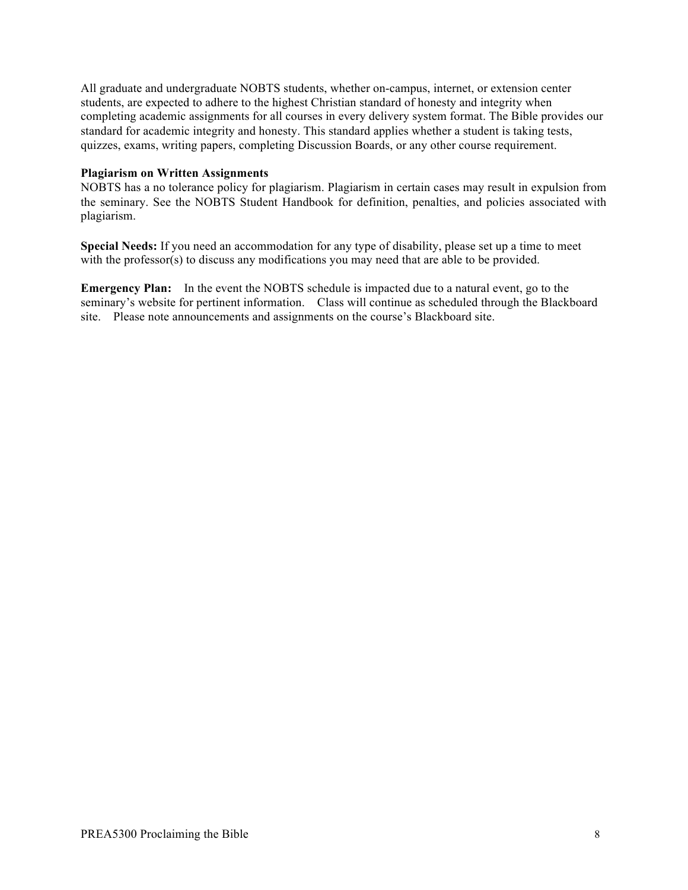All graduate and undergraduate NOBTS students, whether on-campus, internet, or extension center students, are expected to adhere to the highest Christian standard of honesty and integrity when completing academic assignments for all courses in every delivery system format. The Bible provides our standard for academic integrity and honesty. This standard applies whether a student is taking tests, quizzes, exams, writing papers, completing Discussion Boards, or any other course requirement.

**Plagiarism on Written Assignments**
NOBTS has a no tolerance policy for plagiarism. Plagiarism in certain cases may result in expulsion from the seminary. See the NOBTS Student Handbook for definition, penalties, and policies associated with plagiarism.

**Special Needs:** If you need an accommodation for any type of disability, please set up a time to meet with the professor(s) to discuss any modifications you may need that are able to be provided.

**Emergency Plan:** In the event the NOBTS schedule is impacted due to a natural event, go to the seminary's website for pertinent information. Class will continue as scheduled through the Blackboard site. Please note announcements and assignments on the course's Blackboard site.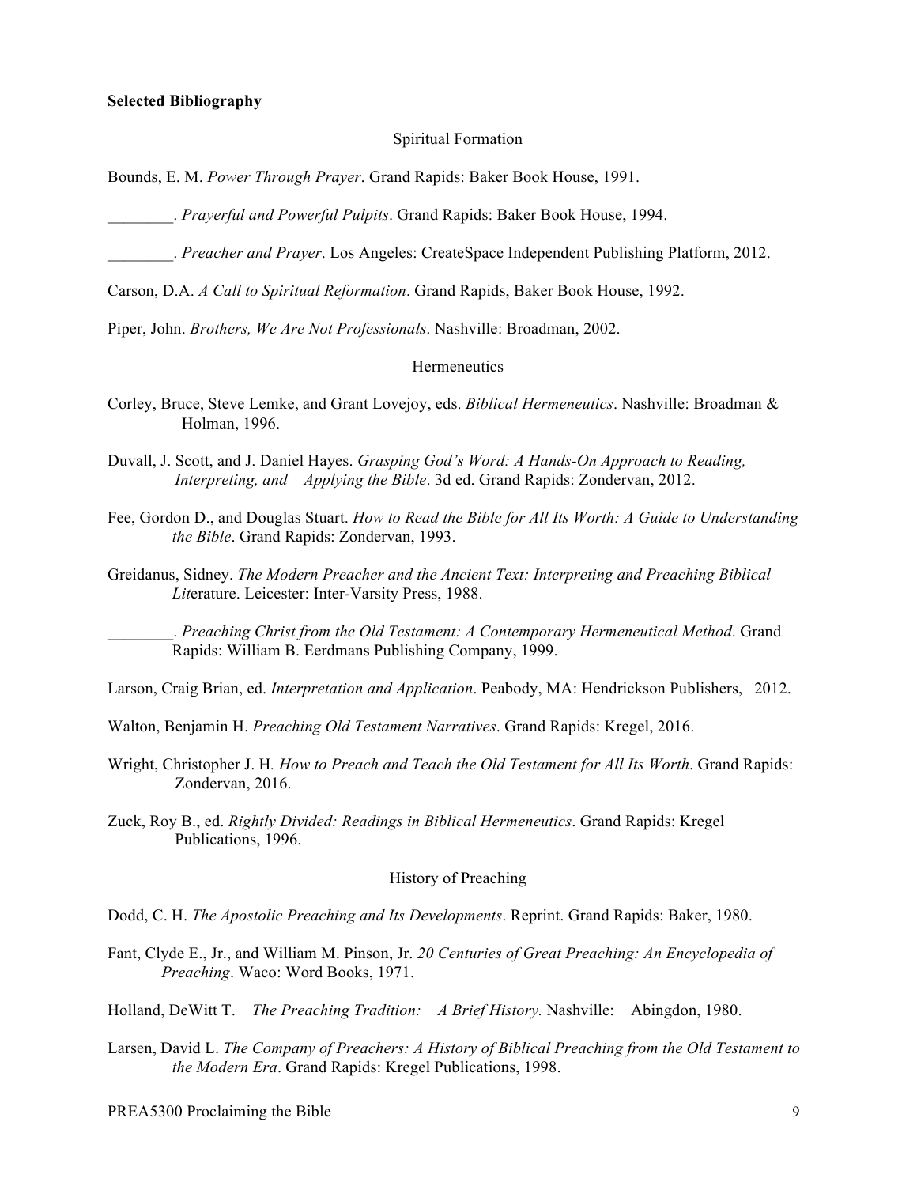**Selected Bibliography**

Spiritual Formation

Bounds, E. M. *Power Through Prayer*. Grand Rapids: Baker Book House, 1991.

________. *Prayerful and Powerful Pulpits*. Grand Rapids: Baker Book House, 1994.

________. *Preacher and Prayer*. Los Angeles: CreateSpace Independent Publishing Platform, 2012.

Carson, D.A. *A Call to Spiritual Reformation*. Grand Rapids, Baker Book House, 1992.

Piper, John. *Brothers, We Are Not Professionals*. Nashville: Broadman, 2002.

Hermeneutics

Corley, Bruce, Steve Lemke, and Grant Lovejoy, eds. *Biblical Hermeneutics*. Nashville: Broadman & Holman, 1996.

Duvall, J. Scott, and J. Daniel Hayes. *Grasping God's Word: A Hands-On Approach to Reading, Interpreting, and Applying the Bible*. 3d ed. Grand Rapids: Zondervan, 2012.

Fee, Gordon D., and Douglas Stuart. *How to Read the Bible for All Its Worth: A Guide to Understanding the Bible*. Grand Rapids: Zondervan, 1993.

Greidanus, Sidney. *The Modern Preacher and the Ancient Text: Interpreting and Preaching Biblical Lit*erature. Leicester: Inter-Varsity Press, 1988.

________. *Preaching Christ from the Old Testament: A Contemporary Hermeneutical Method*. Grand Rapids: William B. Eerdmans Publishing Company, 1999.

Larson, Craig Brian, ed. *Interpretation and Application*. Peabody, MA: Hendrickson Publishers, 2012.

Walton, Benjamin H. *Preaching Old Testament Narratives*. Grand Rapids: Kregel, 2016.

Wright, Christopher J. H. *How to Preach and Teach the Old Testament for All Its Worth*. Grand Rapids: Zondervan, 2016.

Zuck, Roy B., ed. *Rightly Divided: Readings in Biblical Hermeneutics*. Grand Rapids: Kregel Publications, 1996.

History of Preaching

Dodd, C. H. *The Apostolic Preaching and Its Developments*. Reprint. Grand Rapids: Baker, 1980.

Fant, Clyde E., Jr., and William M. Pinson, Jr. *20 Centuries of Great Preaching: An Encyclopedia of Preaching*. Waco: Word Books, 1971.

Holland, DeWitt T. *The Preaching Tradition: A Brief History.* Nashville: Abingdon, 1980.

Larsen, David L. *The Company of Preachers: A History of Biblical Preaching from the Old Testament to the Modern Era*. Grand Rapids: Kregel Publications, 1998.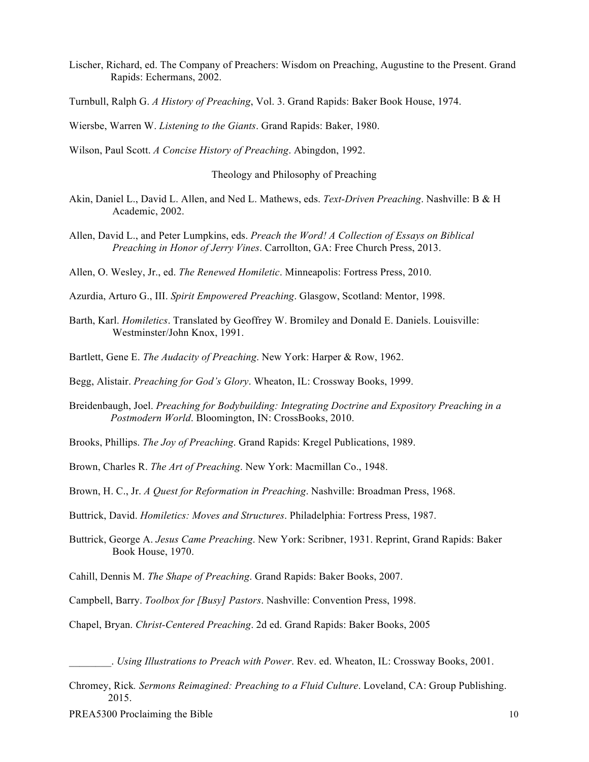Lischer, Richard, ed. The Company of Preachers: Wisdom on Preaching, Augustine to the Present. Grand Rapids: Echermans, 2002.

Turnbull, Ralph G. *A History of Preaching*, Vol. 3. Grand Rapids: Baker Book House, 1974.

Wiersbe, Warren W. *Listening to the Giants*. Grand Rapids: Baker, 1980.

Wilson, Paul Scott. *A Concise History of Preaching*. Abingdon, 1992.

### Theology and Philosophy of Preaching

Akin, Daniel L., David L. Allen, and Ned L. Mathews, eds. *Text-Driven Preaching*. Nashville: B & H Academic, 2002.

Allen, David L., and Peter Lumpkins, eds. *Preach the Word! A Collection of Essays on Biblical Preaching in Honor of Jerry Vines*. Carrollton, GA: Free Church Press, 2013.

Allen, O. Wesley, Jr., ed. *The Renewed Homiletic*. Minneapolis: Fortress Press, 2010.

Azurdia, Arturo G., III. *Spirit Empowered Preaching*. Glasgow, Scotland: Mentor, 1998.

Barth, Karl. *Homiletics*. Translated by Geoffrey W. Bromiley and Donald E. Daniels. Louisville: Westminster/John Knox, 1991.

Bartlett, Gene E. *The Audacity of Preaching*. New York: Harper & Row, 1962.

Begg, Alistair. *Preaching for God's Glory*. Wheaton, IL: Crossway Books, 1999.

Breidenbaugh, Joel. *Preaching for Bodybuilding: Integrating Doctrine and Expository Preaching in a Postmodern World*. Bloomington, IN: CrossBooks, 2010.

Brooks, Phillips. *The Joy of Preaching*. Grand Rapids: Kregel Publications, 1989.

Brown, Charles R. *The Art of Preaching*. New York: Macmillan Co., 1948.

Brown, H. C., Jr. *A Quest for Reformation in Preaching*. Nashville: Broadman Press, 1968.

Buttrick, David. *Homiletics: Moves and Structures*. Philadelphia: Fortress Press, 1987.

Buttrick, George A. *Jesus Came Preaching*. New York: Scribner, 1931. Reprint, Grand Rapids: Baker Book House, 1970.

Cahill, Dennis M. *The Shape of Preaching*. Grand Rapids: Baker Books, 2007.

Campbell, Barry. *Toolbox for [Busy] Pastors*. Nashville: Convention Press, 1998.

Chapel, Bryan. *Christ-Centered Preaching*. 2d ed. Grand Rapids: Baker Books, 2005

________. *Using Illustrations to Preach with Power*. Rev. ed. Wheaton, IL: Crossway Books, 2001.

Chromey, Rick. *Sermons Reimagined: Preaching to a Fluid Culture*. Loveland, CA: Group Publishing. 2015.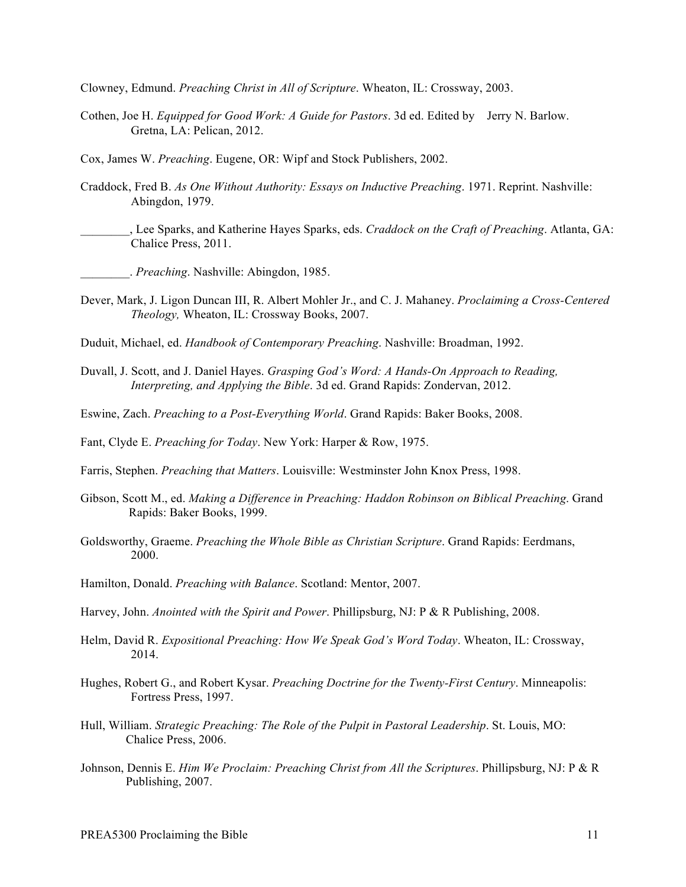Clowney, Edmund. *Preaching Christ in All of Scripture*. Wheaton, IL: Crossway, 2003.

Cothen, Joe H. *Equipped for Good Work: A Guide for Pastors*. 3d ed. Edited by Jerry N. Barlow. Gretna, LA: Pelican, 2012.

Cox, James W. *Preaching*. Eugene, OR: Wipf and Stock Publishers, 2002.

Craddock, Fred B. *As One Without Authority: Essays on Inductive Preaching*. 1971. Reprint. Nashville: Abingdon, 1979.

________, Lee Sparks, and Katherine Hayes Sparks, eds. *Craddock on the Craft of Preaching*. Atlanta, GA: Chalice Press, 2011.

________. *Preaching*. Nashville: Abingdon, 1985.

Dever, Mark, J. Ligon Duncan III, R. Albert Mohler Jr., and C. J. Mahaney. *Proclaiming a Cross-Centered Theology,* Wheaton, IL: Crossway Books, 2007.

Duduit, Michael, ed. *Handbook of Contemporary Preaching*. Nashville: Broadman, 1992.

Duvall, J. Scott, and J. Daniel Hayes. *Grasping God's Word: A Hands-On Approach to Reading, Interpreting, and Applying the Bible*. 3d ed. Grand Rapids: Zondervan, 2012.

Eswine, Zach. *Preaching to a Post-Everything World*. Grand Rapids: Baker Books, 2008.

Fant, Clyde E. *Preaching for Today*. New York: Harper & Row, 1975.

Farris, Stephen. *Preaching that Matters*. Louisville: Westminster John Knox Press, 1998.

Gibson, Scott M., ed. *Making a Difference in Preaching: Haddon Robinson on Biblical Preaching*. Grand Rapids: Baker Books, 1999.

Goldsworthy, Graeme. *Preaching the Whole Bible as Christian Scripture*. Grand Rapids: Eerdmans, 2000.

Hamilton, Donald. *Preaching with Balance*. Scotland: Mentor, 2007.

Harvey, John. *Anointed with the Spirit and Power*. Phillipsburg, NJ: P & R Publishing, 2008.

Helm, David R. *Expositional Preaching: How We Speak God's Word Today*. Wheaton, IL: Crossway, 2014.

Hughes, Robert G., and Robert Kysar. *Preaching Doctrine for the Twenty-First Century*. Minneapolis: Fortress Press, 1997.

Hull, William. *Strategic Preaching: The Role of the Pulpit in Pastoral Leadership*. St. Louis, MO: Chalice Press, 2006.

Johnson, Dennis E. *Him We Proclaim: Preaching Christ from All the Scriptures*. Phillipsburg, NJ: P & R Publishing, 2007.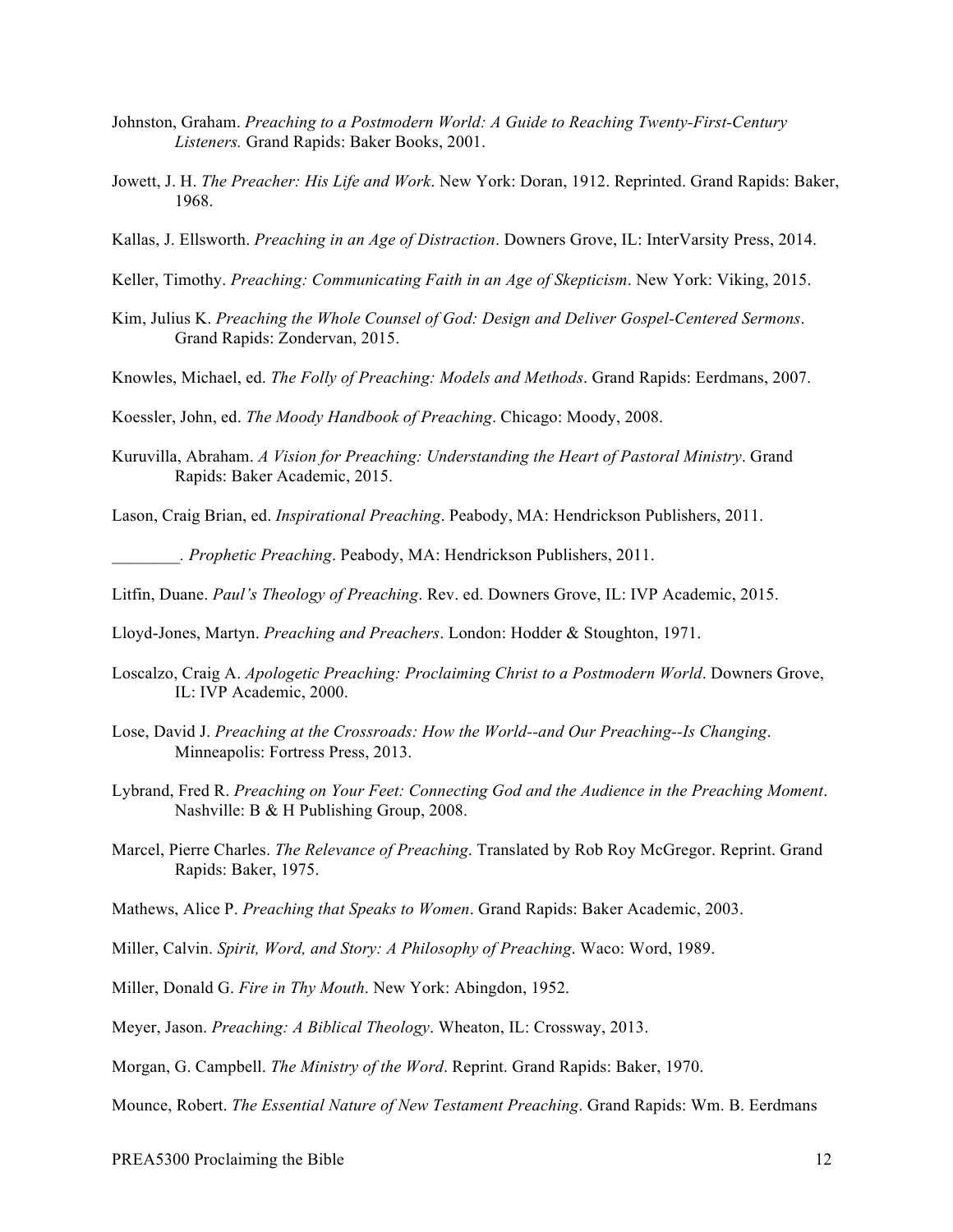Johnston, Graham. *Preaching to a Postmodern World: A Guide to Reaching Twenty-First-Century Listeners.* Grand Rapids: Baker Books, 2001.

Jowett, J. H. *The Preacher: His Life and Work*. New York: Doran, 1912. Reprinted. Grand Rapids: Baker, 1968.

Kallas, J. Ellsworth. *Preaching in an Age of Distraction*. Downers Grove, IL: InterVarsity Press, 2014.

Keller, Timothy. *Preaching: Communicating Faith in an Age of Skepticism*. New York: Viking, 2015.

Kim, Julius K. *Preaching the Whole Counsel of God: Design and Deliver Gospel-Centered Sermons*. Grand Rapids: Zondervan, 2015.

Knowles, Michael, ed. *The Folly of Preaching: Models and Methods*. Grand Rapids: Eerdmans, 2007.

Koessler, John, ed. *The Moody Handbook of Preaching*. Chicago: Moody, 2008.

Kuruvilla, Abraham. *A Vision for Preaching: Understanding the Heart of Pastoral Ministry*. Grand Rapids: Baker Academic, 2015.

Lason, Craig Brian, ed. *Inspirational Preaching*. Peabody, MA: Hendrickson Publishers, 2011.

________. *Prophetic Preaching*. Peabody, MA: Hendrickson Publishers, 2011.

Litfin, Duane. *Paul's Theology of Preaching*. Rev. ed. Downers Grove, IL: IVP Academic, 2015.

Lloyd-Jones, Martyn. *Preaching and Preachers*. London: Hodder & Stoughton, 1971.

Loscalzo, Craig A. *Apologetic Preaching: Proclaiming Christ to a Postmodern World*. Downers Grove, IL: IVP Academic, 2000.

Lose, David J. *Preaching at the Crossroads: How the World--and Our Preaching--Is Changing*. Minneapolis: Fortress Press, 2013.

Lybrand, Fred R. *Preaching on Your Feet: Connecting God and the Audience in the Preaching Moment*. Nashville: B & H Publishing Group, 2008.

Marcel, Pierre Charles. *The Relevance of Preaching*. Translated by Rob Roy McGregor. Reprint. Grand Rapids: Baker, 1975.

Mathews, Alice P. *Preaching that Speaks to Women*. Grand Rapids: Baker Academic, 2003.

Miller, Calvin. *Spirit, Word, and Story: A Philosophy of Preaching*. Waco: Word, 1989.

Miller, Donald G. *Fire in Thy Mouth*. New York: Abingdon, 1952.

Meyer, Jason. *Preaching: A Biblical Theology*. Wheaton, IL: Crossway, 2013.

Morgan, G. Campbell. *The Ministry of the Word*. Reprint. Grand Rapids: Baker, 1970.

Mounce, Robert. *The Essential Nature of New Testament Preaching*. Grand Rapids: Wm. B. Eerdmans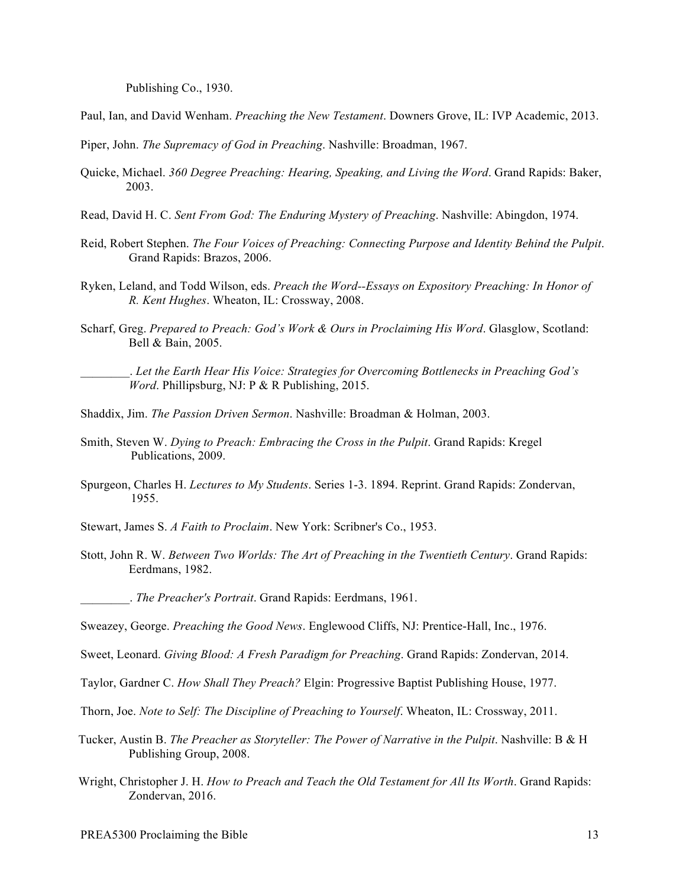Publishing Co., 1930.

Paul, Ian, and David Wenham. *Preaching the New Testament*. Downers Grove, IL: IVP Academic, 2013.

Piper, John. *The Supremacy of God in Preaching*. Nashville: Broadman, 1967.

Quicke, Michael. *360 Degree Preaching: Hearing, Speaking, and Living the Word*. Grand Rapids: Baker, 2003.

Read, David H. C. *Sent From God: The Enduring Mystery of Preaching*. Nashville: Abingdon, 1974.

Reid, Robert Stephen. *The Four Voices of Preaching: Connecting Purpose and Identity Behind the Pulpit*. Grand Rapids: Brazos, 2006.

Ryken, Leland, and Todd Wilson, eds. *Preach the Word--Essays on Expository Preaching: In Honor of R. Kent Hughes*. Wheaton, IL: Crossway, 2008.

Scharf, Greg. *Prepared to Preach: God's Work & Ours in Proclaiming His Word*. Glasglow, Scotland: Bell & Bain, 2005.

________. *Let the Earth Hear His Voice: Strategies for Overcoming Bottlenecks in Preaching God's Word*. Phillipsburg, NJ: P & R Publishing, 2015.

Shaddix, Jim. *The Passion Driven Sermon*. Nashville: Broadman & Holman, 2003.

Smith, Steven W. *Dying to Preach: Embracing the Cross in the Pulpit*. Grand Rapids: Kregel Publications, 2009.

Spurgeon, Charles H. *Lectures to My Students*. Series 1-3. 1894. Reprint. Grand Rapids: Zondervan, 1955.

Stewart, James S. *A Faith to Proclaim*. New York: Scribner's Co., 1953.

Stott, John R. W. *Between Two Worlds: The Art of Preaching in the Twentieth Century*. Grand Rapids: Eerdmans, 1982.

________. *The Preacher's Portrait*. Grand Rapids: Eerdmans, 1961.

Sweazey, George. *Preaching the Good News*. Englewood Cliffs, NJ: Prentice-Hall, Inc., 1976.

Sweet, Leonard. *Giving Blood: A Fresh Paradigm for Preaching*. Grand Rapids: Zondervan, 2014.

Taylor, Gardner C. *How Shall They Preach?* Elgin: Progressive Baptist Publishing House, 1977.

Thorn, Joe. *Note to Self: The Discipline of Preaching to Yourself*. Wheaton, IL: Crossway, 2011.

Tucker, Austin B. *The Preacher as Storyteller: The Power of Narrative in the Pulpit*. Nashville: B & H Publishing Group, 2008.

Wright, Christopher J. H. *How to Preach and Teach the Old Testament for All Its Worth*. Grand Rapids: Zondervan, 2016.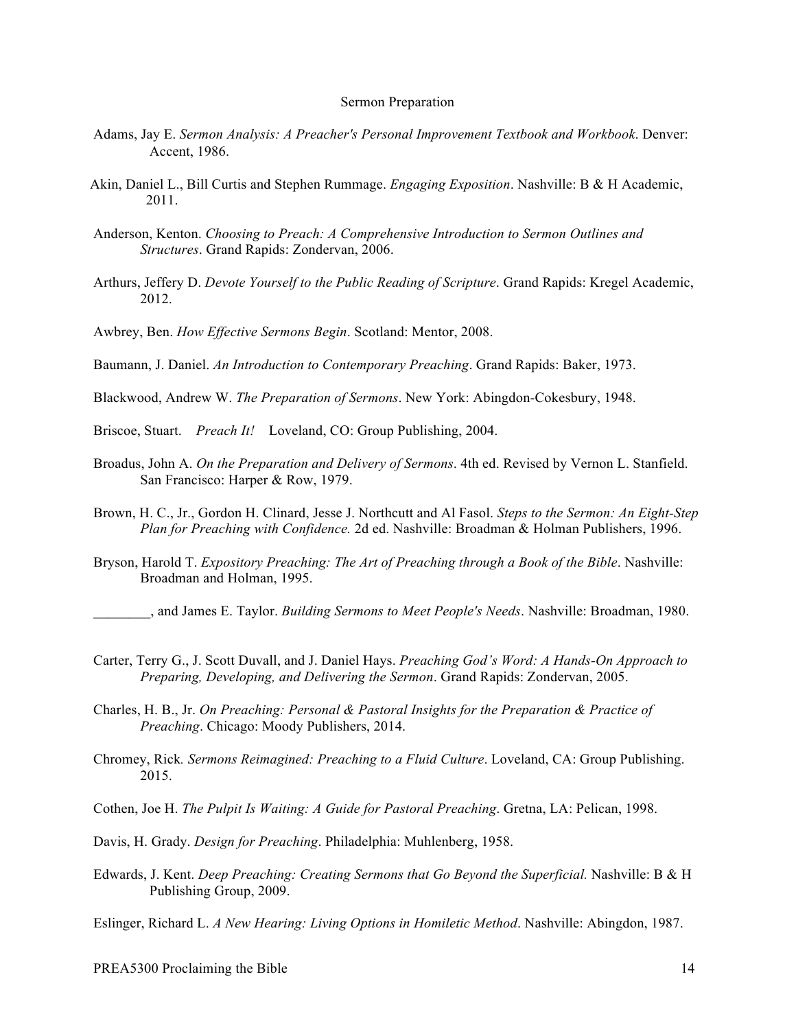## Sermon Preparation

Adams, Jay E. *Sermon Analysis: A Preacher's Personal Improvement Textbook and Workbook*. Denver: Accent, 1986.

Akin, Daniel L., Bill Curtis and Stephen Rummage. *Engaging Exposition*. Nashville: B & H Academic, 2011.

Anderson, Kenton. *Choosing to Preach: A Comprehensive Introduction to Sermon Outlines and Structures*. Grand Rapids: Zondervan, 2006.

Arthurs, Jeffery D. *Devote Yourself to the Public Reading of Scripture*. Grand Rapids: Kregel Academic, 2012.

Awbrey, Ben. *How Effective Sermons Begin*. Scotland: Mentor, 2008.

Baumann, J. Daniel. *An Introduction to Contemporary Preaching*. Grand Rapids: Baker, 1973.

Blackwood, Andrew W. *The Preparation of Sermons*. New York: Abingdon-Cokesbury, 1948.

Briscoe, Stuart. *Preach It!* Loveland, CO: Group Publishing, 2004.

Broadus, John A. *On the Preparation and Delivery of Sermons*. 4th ed. Revised by Vernon L. Stanfield. San Francisco: Harper & Row, 1979.

Brown, H. C., Jr., Gordon H. Clinard, Jesse J. Northcutt and Al Fasol. *Steps to the Sermon: An Eight-Step Plan for Preaching with Confidence.* 2d ed. Nashville: Broadman & Holman Publishers, 1996.

Bryson, Harold T. *Expository Preaching: The Art of Preaching through a Book of the Bible*. Nashville: Broadman and Holman, 1995.

________, and James E. Taylor. *Building Sermons to Meet People's Needs*. Nashville: Broadman, 1980.

Carter, Terry G., J. Scott Duvall, and J. Daniel Hays. *Preaching God's Word: A Hands-On Approach to Preparing, Developing, and Delivering the Sermon*. Grand Rapids: Zondervan, 2005.

Charles, H. B., Jr. *On Preaching: Personal & Pastoral Insights for the Preparation & Practice of Preaching*. Chicago: Moody Publishers, 2014.

Chromey, Rick. *Sermons Reimagined: Preaching to a Fluid Culture*. Loveland, CA: Group Publishing. 2015.

Cothen, Joe H. *The Pulpit Is Waiting: A Guide for Pastoral Preaching*. Gretna, LA: Pelican, 1998.

Davis, H. Grady. *Design for Preaching*. Philadelphia: Muhlenberg, 1958.

Edwards, J. Kent. *Deep Preaching: Creating Sermons that Go Beyond the Superficial.* Nashville: B & H Publishing Group, 2009.

Eslinger, Richard L. *A New Hearing: Living Options in Homiletic Method*. Nashville: Abingdon, 1987.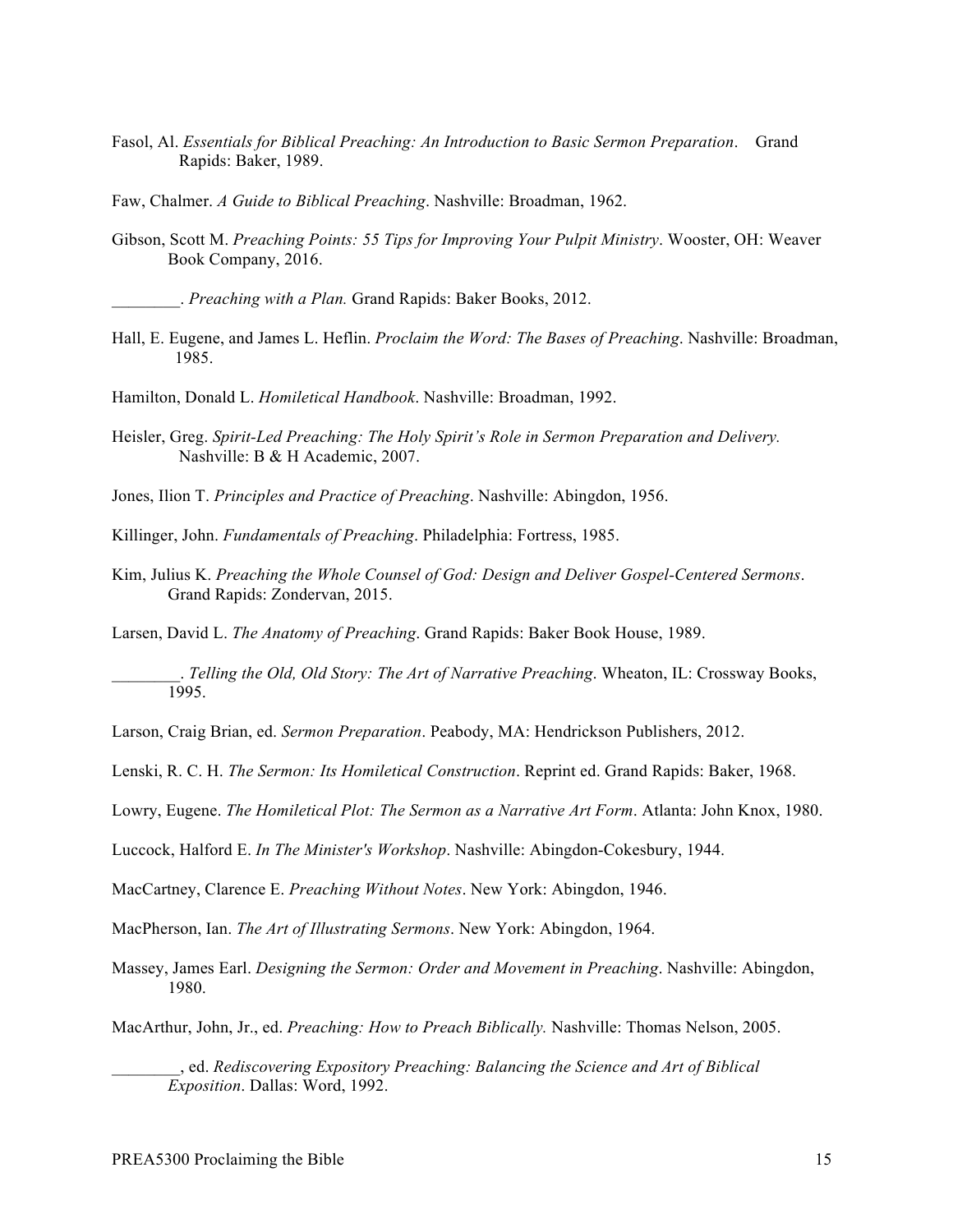Fasol, Al. *Essentials for Biblical Preaching: An Introduction to Basic Sermon Preparation*. Grand Rapids: Baker, 1989.

Faw, Chalmer. *A Guide to Biblical Preaching*. Nashville: Broadman, 1962.

Gibson, Scott M. *Preaching Points: 55 Tips for Improving Your Pulpit Ministry*. Wooster, OH: Weaver Book Company, 2016.

________. *Preaching with a Plan.* Grand Rapids: Baker Books, 2012.

Hall, E. Eugene, and James L. Heflin. *Proclaim the Word: The Bases of Preaching*. Nashville: Broadman, 1985.

Hamilton, Donald L. *Homiletical Handbook*. Nashville: Broadman, 1992.

Heisler, Greg. *Spirit-Led Preaching: The Holy Spirit's Role in Sermon Preparation and Delivery.* Nashville: B & H Academic, 2007.

Jones, Ilion T. *Principles and Practice of Preaching*. Nashville: Abingdon, 1956.

Killinger, John. *Fundamentals of Preaching*. Philadelphia: Fortress, 1985.

Kim, Julius K. *Preaching the Whole Counsel of God: Design and Deliver Gospel-Centered Sermons*. Grand Rapids: Zondervan, 2015.

Larsen, David L. *The Anatomy of Preaching*. Grand Rapids: Baker Book House, 1989.

________. *Telling the Old, Old Story: The Art of Narrative Preaching*. Wheaton, IL: Crossway Books, 1995.

Larson, Craig Brian, ed. *Sermon Preparation*. Peabody, MA: Hendrickson Publishers, 2012.

Lenski, R. C. H. *The Sermon: Its Homiletical Construction*. Reprint ed. Grand Rapids: Baker, 1968.

Lowry, Eugene. *The Homiletical Plot: The Sermon as a Narrative Art Form*. Atlanta: John Knox, 1980.

Luccock, Halford E. *In The Minister's Workshop*. Nashville: Abingdon-Cokesbury, 1944.

MacCartney, Clarence E. *Preaching Without Notes*. New York: Abingdon, 1946.

MacPherson, Ian. *The Art of Illustrating Sermons*. New York: Abingdon, 1964.

Massey, James Earl. *Designing the Sermon: Order and Movement in Preaching*. Nashville: Abingdon, 1980.

MacArthur, John, Jr., ed. *Preaching: How to Preach Biblically.* Nashville: Thomas Nelson, 2005.

________, ed. *Rediscovering Expository Preaching: Balancing the Science and Art of Biblical Exposition*. Dallas: Word, 1992.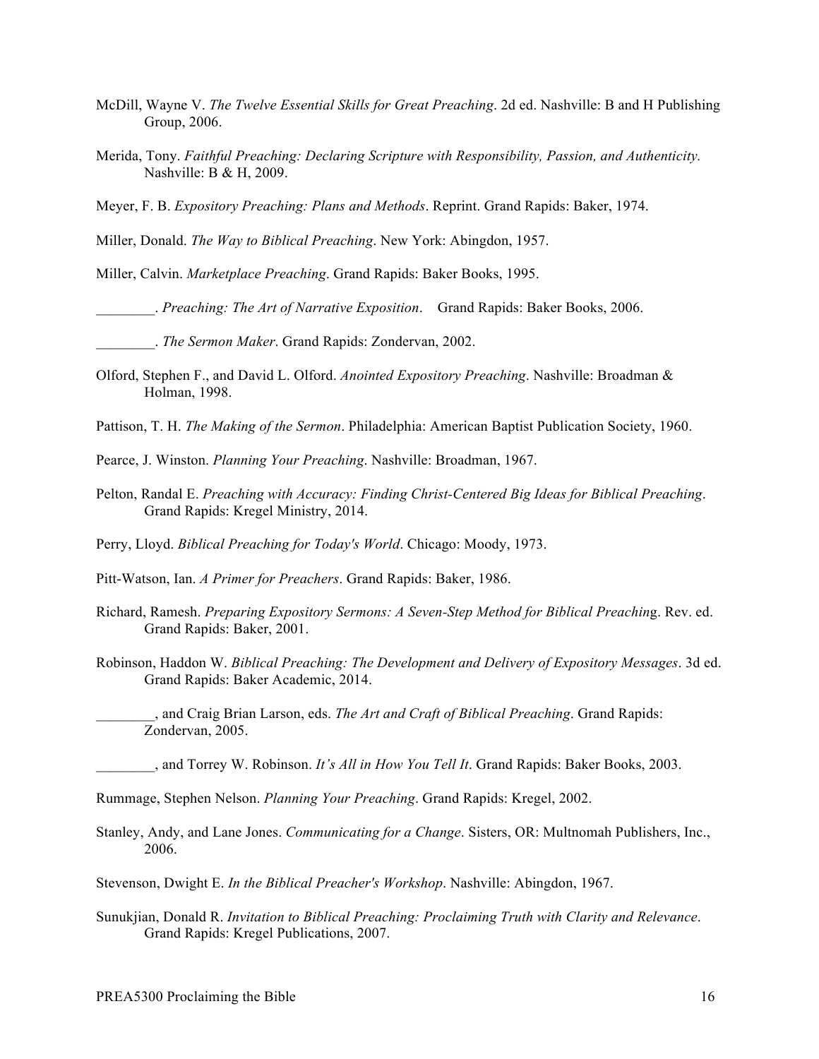McDill, Wayne V. *The Twelve Essential Skills for Great Preaching*. 2d ed. Nashville: B and H Publishing Group, 2006.

Merida, Tony. *Faithful Preaching: Declaring Scripture with Responsibility, Passion, and Authenticity.* Nashville: B & H, 2009.

Meyer, F. B. *Expository Preaching: Plans and Methods*. Reprint. Grand Rapids: Baker, 1974.

Miller, Donald. *The Way to Biblical Preaching*. New York: Abingdon, 1957.

Miller, Calvin. *Marketplace Preaching*. Grand Rapids: Baker Books, 1995.

________. *Preaching: The Art of Narrative Exposition*. Grand Rapids: Baker Books, 2006.

________. *The Sermon Maker*. Grand Rapids: Zondervan, 2002.

Olford, Stephen F., and David L. Olford. *Anointed Expository Preaching*. Nashville: Broadman & Holman, 1998.

Pattison, T. H. *The Making of the Sermon*. Philadelphia: American Baptist Publication Society, 1960.

Pearce, J. Winston. *Planning Your Preaching*. Nashville: Broadman, 1967.

Pelton, Randal E. *Preaching with Accuracy: Finding Christ-Centered Big Ideas for Biblical Preaching*. Grand Rapids: Kregel Ministry, 2014.

Perry, Lloyd. *Biblical Preaching for Today's World*. Chicago: Moody, 1973.

Pitt-Watson, Ian. *A Primer for Preachers*. Grand Rapids: Baker, 1986.

Richard, Ramesh. *Preparing Expository Sermons: A Seven-Step Method for Biblical Preaching*. Rev. ed. Grand Rapids: Baker, 2001.

Robinson, Haddon W. *Biblical Preaching: The Development and Delivery of Expository Messages*. 3d ed. Grand Rapids: Baker Academic, 2014.

________, and Craig Brian Larson, eds. *The Art and Craft of Biblical Preaching*. Grand Rapids: Zondervan, 2005.

________, and Torrey W. Robinson. *It's All in How You Tell It*. Grand Rapids: Baker Books, 2003.

Rummage, Stephen Nelson. *Planning Your Preaching*. Grand Rapids: Kregel, 2002.

Stanley, Andy, and Lane Jones. *Communicating for a Change*. Sisters, OR: Multnomah Publishers, Inc., 2006.

Stevenson, Dwight E. *In the Biblical Preacher's Workshop*. Nashville: Abingdon, 1967.

Sunukjian, Donald R. *Invitation to Biblical Preaching: Proclaiming Truth with Clarity and Relevance*. Grand Rapids: Kregel Publications, 2007.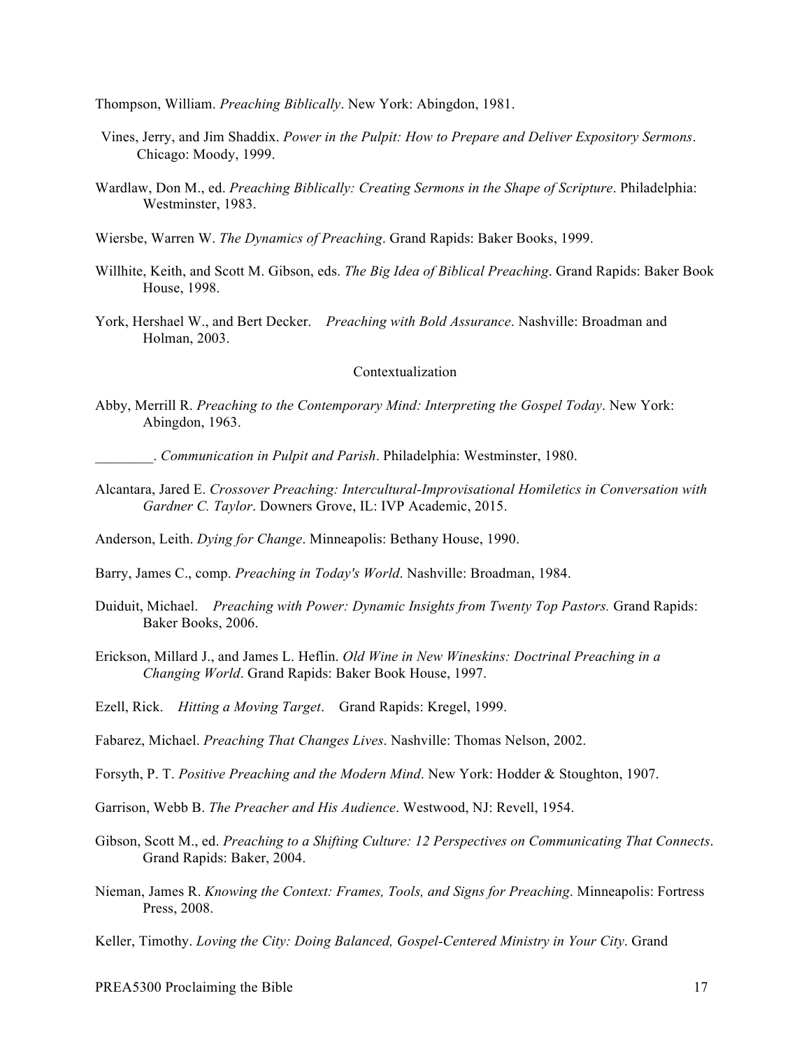Thompson, William. *Preaching Biblically*. New York: Abingdon, 1981.

Vines, Jerry, and Jim Shaddix. *Power in the Pulpit: How to Prepare and Deliver Expository Sermons*. Chicago: Moody, 1999.

Wardlaw, Don M., ed. *Preaching Biblically: Creating Sermons in the Shape of Scripture*. Philadelphia: Westminster, 1983.

Wiersbe, Warren W. *The Dynamics of Preaching*. Grand Rapids: Baker Books, 1999.

Willhite, Keith, and Scott M. Gibson, eds. *The Big Idea of Biblical Preaching*. Grand Rapids: Baker Book House, 1998.

York, Hershael W., and Bert Decker. *Preaching with Bold Assurance*. Nashville: Broadman and Holman, 2003.

Contextualization

Abby, Merrill R. *Preaching to the Contemporary Mind: Interpreting the Gospel Today*. New York: Abingdon, 1963.

________. *Communication in Pulpit and Parish*. Philadelphia: Westminster, 1980.

Alcantara, Jared E. *Crossover Preaching: Intercultural-Improvisational Homiletics in Conversation with Gardner C. Taylor*. Downers Grove, IL: IVP Academic, 2015.

Anderson, Leith. *Dying for Change*. Minneapolis: Bethany House, 1990.

Barry, James C., comp. *Preaching in Today's World*. Nashville: Broadman, 1984.

Duiduit, Michael. *Preaching with Power: Dynamic Insights from Twenty Top Pastors.* Grand Rapids: Baker Books, 2006.

Erickson, Millard J., and James L. Heflin. *Old Wine in New Wineskins: Doctrinal Preaching in a Changing World*. Grand Rapids: Baker Book House, 1997.

Ezell, Rick. *Hitting a Moving Target*. Grand Rapids: Kregel, 1999.

Fabarez, Michael. *Preaching That Changes Lives*. Nashville: Thomas Nelson, 2002.

Forsyth, P. T. *Positive Preaching and the Modern Mind*. New York: Hodder & Stoughton, 1907.

Garrison, Webb B. *The Preacher and His Audience*. Westwood, NJ: Revell, 1954.

Gibson, Scott M., ed. *Preaching to a Shifting Culture: 12 Perspectives on Communicating That Connects*. Grand Rapids: Baker, 2004.

Nieman, James R. *Knowing the Context: Frames, Tools, and Signs for Preaching*. Minneapolis: Fortress Press, 2008.

Keller, Timothy. *Loving the City: Doing Balanced, Gospel-Centered Ministry in Your City*. Grand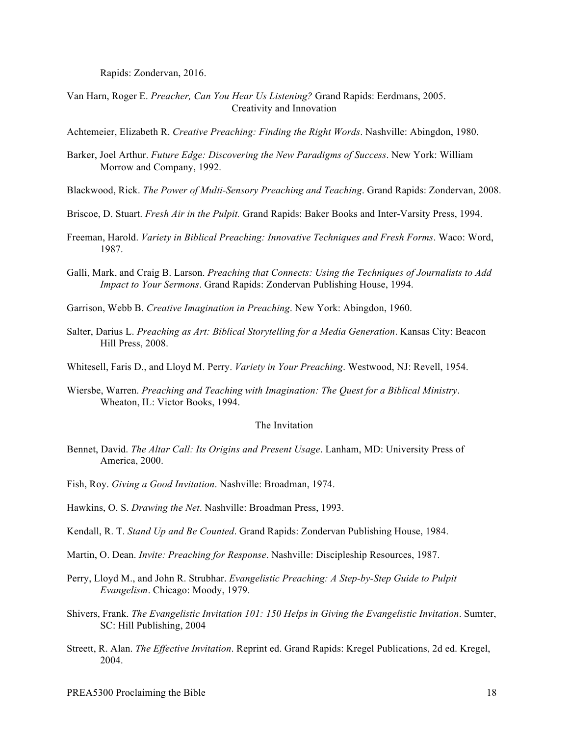Rapids: Zondervan, 2016.

Van Harn, Roger E. *Preacher, Can You Hear Us Listening?* Grand Rapids: Eerdmans, 2005.

## Creativity and Innovation

Achtemeier, Elizabeth R. *Creative Preaching: Finding the Right Words*. Nashville: Abingdon, 1980.

Barker, Joel Arthur. *Future Edge: Discovering the New Paradigms of Success*. New York: William Morrow and Company, 1992.

Blackwood, Rick. *The Power of Multi-Sensory Preaching and Teaching*. Grand Rapids: Zondervan, 2008.

Briscoe, D. Stuart. *Fresh Air in the Pulpit.* Grand Rapids: Baker Books and Inter-Varsity Press, 1994.

Freeman, Harold. *Variety in Biblical Preaching: Innovative Techniques and Fresh Forms*. Waco: Word, 1987.

Galli, Mark, and Craig B. Larson. *Preaching that Connects: Using the Techniques of Journalists to Add Impact to Your Sermons*. Grand Rapids: Zondervan Publishing House, 1994.

Garrison, Webb B. *Creative Imagination in Preaching*. New York: Abingdon, 1960.

Salter, Darius L. *Preaching as Art: Biblical Storytelling for a Media Generation*. Kansas City: Beacon Hill Press, 2008.

Whitesell, Faris D., and Lloyd M. Perry. *Variety in Your Preaching*. Westwood, NJ: Revell, 1954.

Wiersbe, Warren. *Preaching and Teaching with Imagination: The Quest for a Biblical Ministry*. Wheaton, IL: Victor Books, 1994.

## The Invitation

Bennet, David. *The Altar Call: Its Origins and Present Usage*. Lanham, MD: University Press of America, 2000.

Fish, Roy. *Giving a Good Invitation*. Nashville: Broadman, 1974.

Hawkins, O. S. *Drawing the Net*. Nashville: Broadman Press, 1993.

Kendall, R. T. *Stand Up and Be Counted*. Grand Rapids: Zondervan Publishing House, 1984.

Martin, O. Dean. *Invite: Preaching for Response*. Nashville: Discipleship Resources, 1987.

Perry, Lloyd M., and John R. Strubhar. *Evangelistic Preaching: A Step-by-Step Guide to Pulpit Evangelism*. Chicago: Moody, 1979.

Shivers, Frank. *The Evangelistic Invitation 101: 150 Helps in Giving the Evangelistic Invitation*. Sumter, SC: Hill Publishing, 2004

Streett, R. Alan. *The Effective Invitation*. Reprint ed. Grand Rapids: Kregel Publications, 2d ed. Kregel, 2004.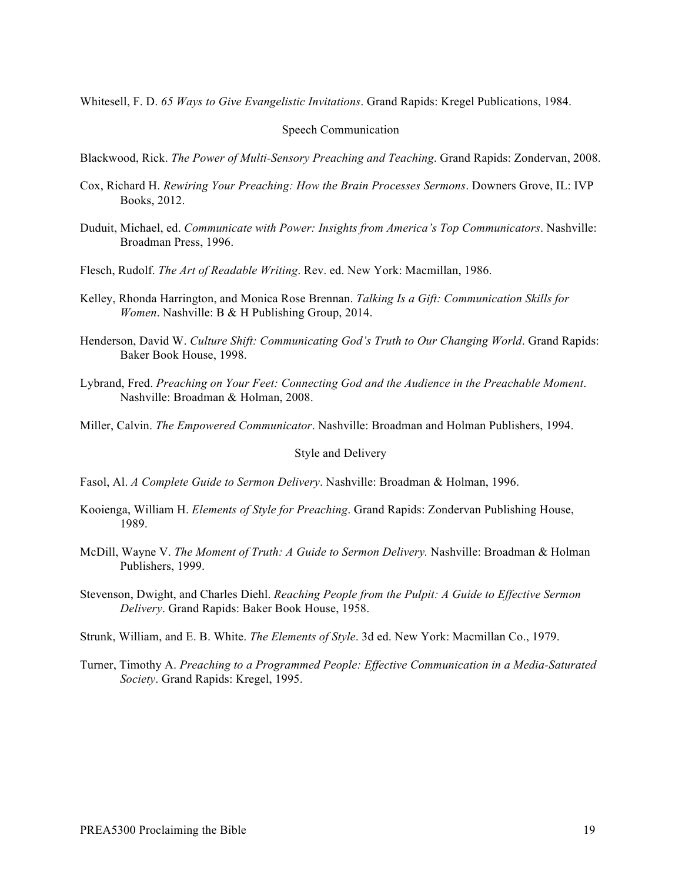Whitesell, F. D. *65 Ways to Give Evangelistic Invitations*. Grand Rapids: Kregel Publications, 1984.

### Speech Communication

Blackwood, Rick. *The Power of Multi-Sensory Preaching and Teaching*. Grand Rapids: Zondervan, 2008.

Cox, Richard H. *Rewiring Your Preaching: How the Brain Processes Sermons*. Downers Grove, IL: IVP Books, 2012.

Duduit, Michael, ed. *Communicate with Power: Insights from America's Top Communicators*. Nashville: Broadman Press, 1996.

Flesch, Rudolf. *The Art of Readable Writing*. Rev. ed. New York: Macmillan, 1986.

Kelley, Rhonda Harrington, and Monica Rose Brennan. *Talking Is a Gift: Communication Skills for Women*. Nashville: B & H Publishing Group, 2014.

Henderson, David W. *Culture Shift: Communicating God's Truth to Our Changing World*. Grand Rapids: Baker Book House, 1998.

Lybrand, Fred. *Preaching on Your Feet: Connecting God and the Audience in the Preachable Moment*. Nashville: Broadman & Holman, 2008.

Miller, Calvin. *The Empowered Communicator*. Nashville: Broadman and Holman Publishers, 1994.

### Style and Delivery

Fasol, Al. *A Complete Guide to Sermon Delivery*. Nashville: Broadman & Holman, 1996.

Kooienga, William H. *Elements of Style for Preaching*. Grand Rapids: Zondervan Publishing House, 1989.

McDill, Wayne V. *The Moment of Truth: A Guide to Sermon Delivery.* Nashville: Broadman & Holman Publishers, 1999.

Stevenson, Dwight, and Charles Diehl. *Reaching People from the Pulpit: A Guide to Effective Sermon Delivery*. Grand Rapids: Baker Book House, 1958.

Strunk, William, and E. B. White. *The Elements of Style*. 3d ed. New York: Macmillan Co., 1979.

Turner, Timothy A. *Preaching to a Programmed People: Effective Communication in a Media-Saturated Society*. Grand Rapids: Kregel, 1995.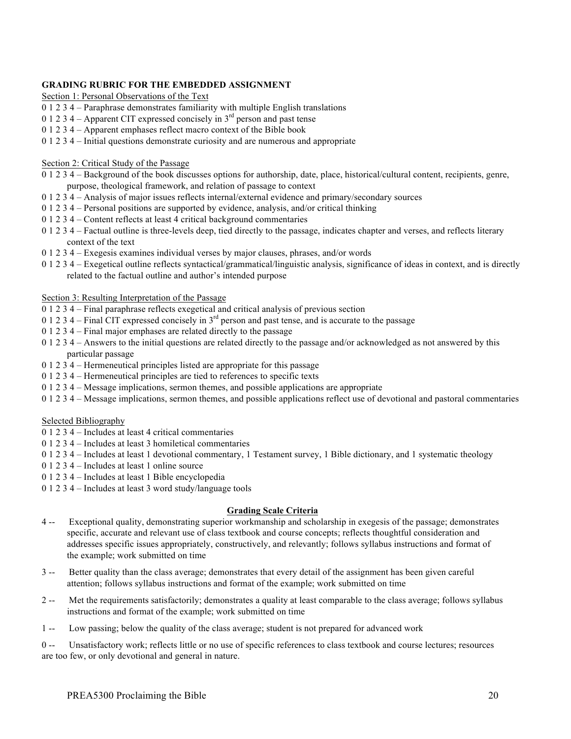**GRADING RUBRIC FOR THE EMBEDDED ASSIGNMENT**

Section 1: Personal Observations of the Text

0 1 2 3 4 – Paraphrase demonstrates familiarity with multiple English translations
0 1 2 3 4 – Apparent CIT expressed concisely in 3rd person and past tense
0 1 2 3 4 – Apparent emphases reflect macro context of the Bible book
0 1 2 3 4 – Initial questions demonstrate curiosity and are numerous and appropriate

Section 2: Critical Study of the Passage

0 1 2 3 4 – Background of the book discusses options for authorship, date, place, historical/cultural content, recipients, genre, purpose, theological framework, and relation of passage to context
0 1 2 3 4 – Analysis of major issues reflects internal/external evidence and primary/secondary sources
0 1 2 3 4 – Personal positions are supported by evidence, analysis, and/or critical thinking
0 1 2 3 4 – Content reflects at least 4 critical background commentaries
0 1 2 3 4 – Factual outline is three-levels deep, tied directly to the passage, indicates chapter and verses, and reflects literary context of the text
0 1 2 3 4 – Exegesis examines individual verses by major clauses, phrases, and/or words
0 1 2 3 4 – Exegetical outline reflects syntactical/grammatical/linguistic analysis, significance of ideas in context, and is directly related to the factual outline and author's intended purpose

Section 3: Resulting Interpretation of the Passage

0 1 2 3 4 – Final paraphrase reflects exegetical and critical analysis of previous section
0 1 2 3 4 – Final CIT expressed concisely in 3rd person and past tense, and is accurate to the passage
0 1 2 3 4 – Final major emphases are related directly to the passage
0 1 2 3 4 – Answers to the initial questions are related directly to the passage and/or acknowledged as not answered by this particular passage
0 1 2 3 4 – Hermeneutical principles listed are appropriate for this passage
0 1 2 3 4 – Hermeneutical principles are tied to references to specific texts
0 1 2 3 4 – Message implications, sermon themes, and possible applications are appropriate
0 1 2 3 4 – Message implications, sermon themes, and possible applications reflect use of devotional and pastoral commentaries

Selected Bibliography

0 1 2 3 4 – Includes at least 4 critical commentaries
0 1 2 3 4 – Includes at least 3 homiletical commentaries
0 1 2 3 4 – Includes at least 1 devotional commentary, 1 Testament survey, 1 Bible dictionary, and 1 systematic theology
0 1 2 3 4 – Includes at least 1 online source
0 1 2 3 4 – Includes at least 1 Bible encyclopedia
0 1 2 3 4 – Includes at least 3 word study/language tools

**Grading Scale Criteria**

4 -- Exceptional quality, demonstrating superior workmanship and scholarship in exegesis of the passage; demonstrates specific, accurate and relevant use of class textbook and course concepts; reflects thoughtful consideration and addresses specific issues appropriately, constructively, and relevantly; follows syllabus instructions and format of the example; work submitted on time

3 -- Better quality than the class average; demonstrates that every detail of the assignment has been given careful attention; follows syllabus instructions and format of the example; work submitted on time

2 -- Met the requirements satisfactorily; demonstrates a quality at least comparable to the class average; follows syllabus instructions and format of the example; work submitted on time

1 -- Low passing; below the quality of the class average; student is not prepared for advanced work

0 -- Unsatisfactory work; reflects little or no use of specific references to class textbook and course lectures; resources are too few, or only devotional and general in nature.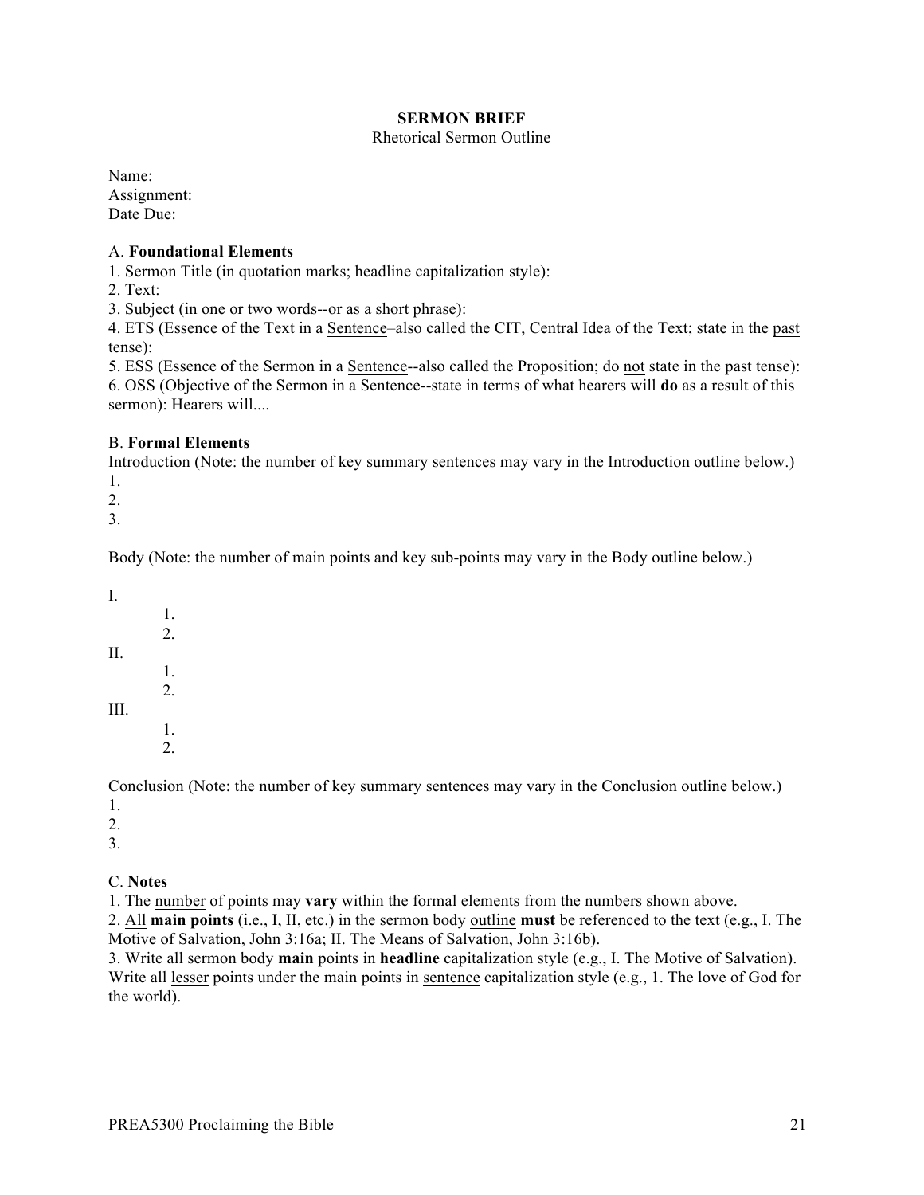# SERMON BRIEF

Rhetorical Sermon Outline

Name:
Assignment:
Date Due:

A. **Foundational Elements**

1. Sermon Title (in quotation marks; headline capitalization style):
2. Text:
3. Subject (in one or two words--or as a short phrase):
4. ETS (Essence of the Text in a <u>Sentence</u>–also called the CIT, Central Idea of the Text; state in the <u>past</u> tense):
5. ESS (Essence of the Sermon in a <u>Sentence</u>--also called the Proposition; do <u>not</u> state in the past tense):
6. OSS (Objective of the Sermon in a Sentence--state in terms of what <u>hearers</u> will **do** as a result of this sermon): Hearers will....

B. **Formal Elements**

Introduction (Note: the number of key summary sentences may vary in the Introduction outline below.)

1.
2.
3.

Body (Note: the number of main points and key sub-points may vary in the Body outline below.)

I.
    1.
    2.

II.
    1.
    2.

III.
    1.
    2.

Conclusion (Note: the number of key summary sentences may vary in the Conclusion outline below.)

1.
2.
3.

C. **Notes**

1. The <u>number</u> of points may **vary** within the formal elements from the numbers shown above.
2. <u>All</u> **main points** (i.e., I, II, etc.) in the sermon body <u>outline</u> **must** be referenced to the text (e.g., I. The Motive of Salvation, John 3:16a; II. The Means of Salvation, John 3:16b).
3. Write all sermon body **<u>main</u>** points in **<u>headline</u>** capitalization style (e.g., I. The Motive of Salvation). Write all <u>lesser</u> points under the main points in <u>sentence</u> capitalization style (e.g., 1. The love of God for the world).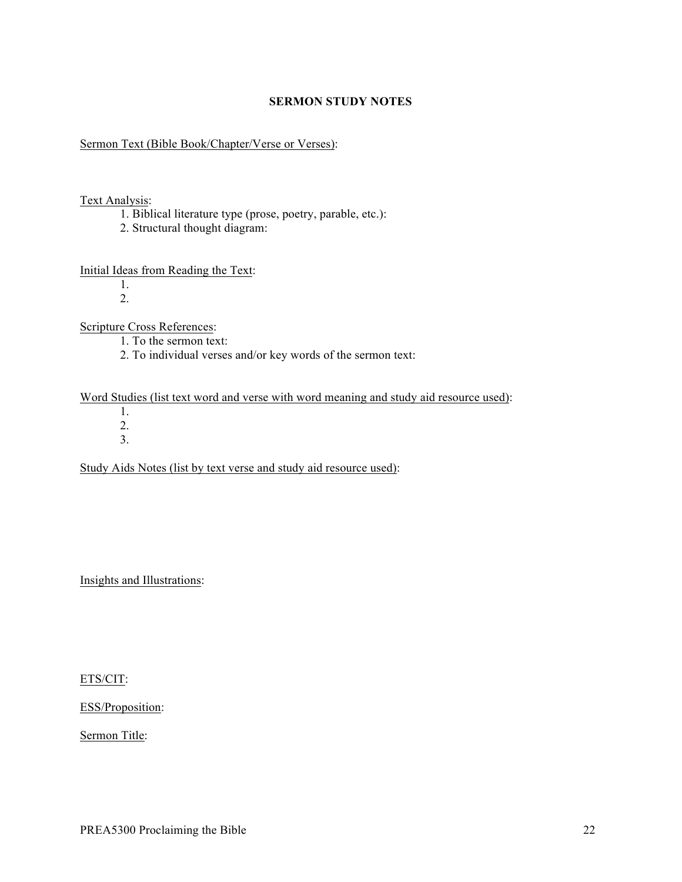**SERMON STUDY NOTES**

Sermon Text (Bible Book/Chapter/Verse or Verses):

Text Analysis:

1. Biblical literature type (prose, poetry, parable, etc.):
2. Structural thought diagram:

Initial Ideas from Reading the Text:

1.
2.

Scripture Cross References:

1. To the sermon text:
2. To individual verses and/or key words of the sermon text:

Word Studies (list text word and verse with word meaning and study aid resource used):

1.
2.
3.

Study Aids Notes (list by text verse and study aid resource used):

Insights and Illustrations:

ETS/CIT:

ESS/Proposition:

Sermon Title: